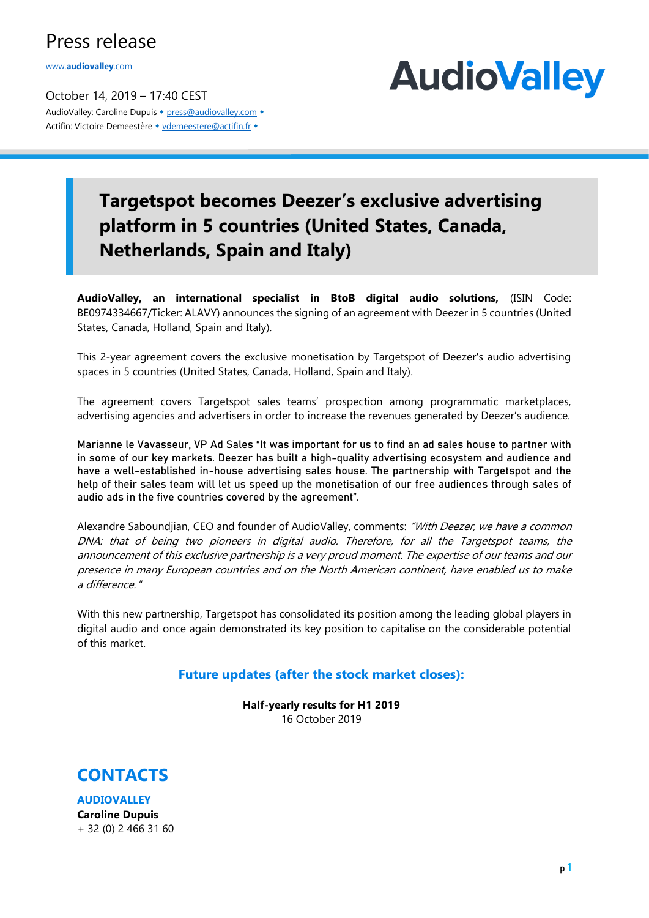Press release

www.audiovalley.com

October 14, 2019 – 17:40 CEST

AudioValley: Caroline Dupuis • press@audiovalley.com •
Actifin: Victoire Demeestère • vdemeestere@actifin.fr •

# Targetspot becomes Deezer's exclusive advertising platform in 5 countries (United States, Canada, Netherlands, Spain and Italy)

**AudioValley, an international specialist in BtoB digital audio solutions,** (ISIN Code: BE0974334667/Ticker: ALAVY) announces the signing of an agreement with Deezer in 5 countries (United States, Canada, Holland, Spain and Italy).

This 2-year agreement covers the exclusive monetisation by Targetspot of Deezer's audio advertising spaces in 5 countries (United States, Canada, Holland, Spain and Italy).

The agreement covers Targetspot sales teams' prospection among programmatic marketplaces, advertising agencies and advertisers in order to increase the revenues generated by Deezer's audience.

Marianne le Vavasseur, VP Ad Sales "It was important for us to find an ad sales house to partner with in some of our key markets. Deezer has built a high-quality advertising ecosystem and audience and have a well-established in-house advertising sales house. The partnership with Targetspot and the help of their sales team will let us speed up the monetisation of our free audiences through sales of audio ads in the five countries covered by the agreement".

Alexandre Saboundjian, CEO and founder of AudioValley, comments: *"With Deezer, we have a common DNA: that of being two pioneers in digital audio. Therefore, for all the Targetspot teams, the announcement of this exclusive partnership is a very proud moment. The expertise of our teams and our presence in many European countries and on the North American continent, have enabled us to make a difference."*

With this new partnership, Targetspot has consolidated its position among the leading global players in digital audio and once again demonstrated its key position to capitalise on the considerable potential of this market.

## Future updates (after the stock market closes):

**Half-yearly results for H1 2019**
16 October 2019

## CONTACTS

**AUDIOVALLEY**
**Caroline Dupuis**
+ 32 (0) 2 466 31 60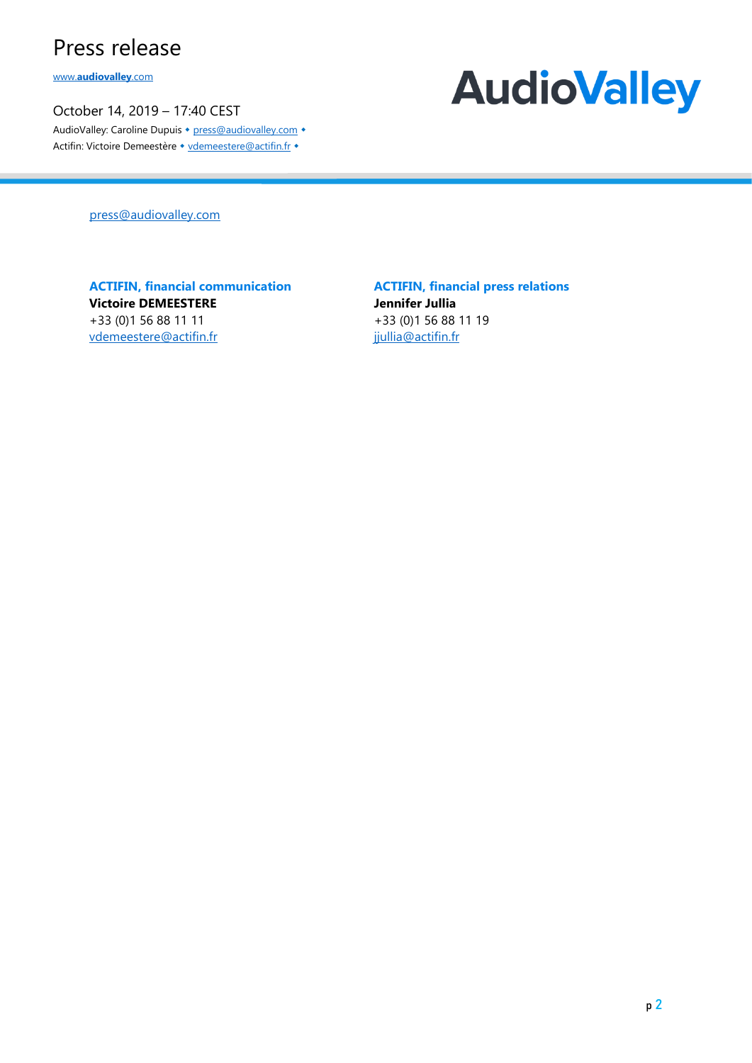press@audiovalley.com

**ACTIFIN, financial communication**
**Victoire DEMEESTERE**
+33 (0)1 56 88 11 11
vdemeestere@actifin.fr

**ACTIFIN, financial press relations**
**Jennifer Jullia**
+33 (0)1 56 88 11 19
jjullia@actifin.fr